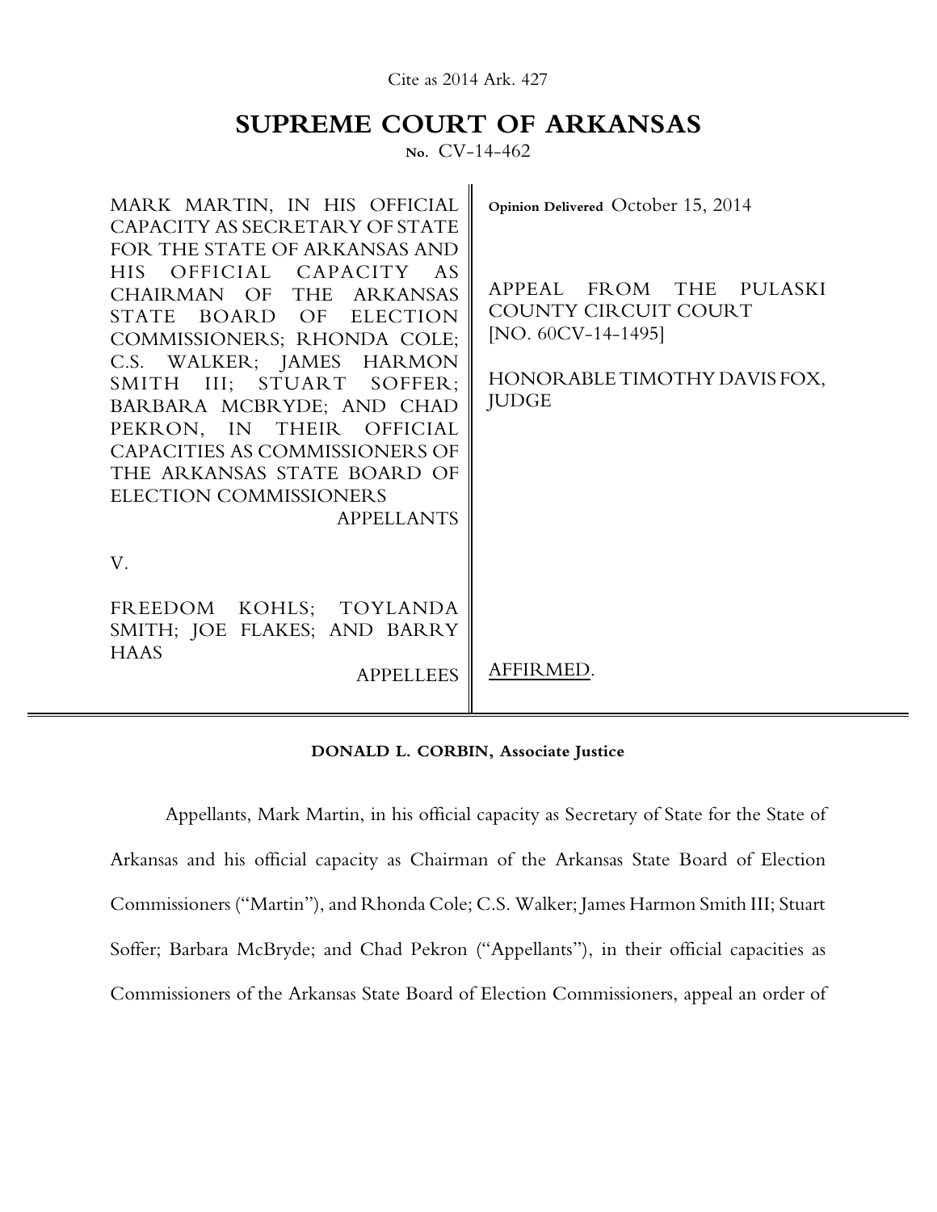Cite as 2014 Ark. 427

# SUPREME COURT OF ARKANSAS

No. CV-14-462

| | |
|---|---|
| MARK MARTIN, IN HIS OFFICIAL CAPACITY AS SECRETARY OF STATE FOR THE STATE OF ARKANSAS AND HIS OFFICIAL CAPACITY AS CHAIRMAN OF THE ARKANSAS STATE BOARD OF ELECTION COMMISSIONERS; RHONDA COLE; C.S. WALKER; JAMES HARMON SMITH III; STUART SOFFER; BARBARA MCBRYDE; AND CHAD PEKRON, IN THEIR OFFICIAL CAPACITIES AS COMMISSIONERS OF THE ARKANSAS STATE BOARD OF ELECTION COMMISSIONERS<br>APPELLANTS | Opinion Delivered October 15, 2014<br><br>APPEAL FROM THE PULASKI COUNTY CIRCUIT COURT [NO. 60CV-14-1495]<br><br>HONORABLE TIMOTHY DAVIS FOX, JUDGE |
| V. | |
| FREEDOM KOHLS; TOYLANDA SMITH; JOE FLAKES; AND BARRY HAAS<br>APPELLEES | AFFIRMED. |

**DONALD L. CORBIN, Associate Justice**

Appellants, Mark Martin, in his official capacity as Secretary of State for the State of Arkansas and his official capacity as Chairman of the Arkansas State Board of Election Commissioners ("Martin"), and Rhonda Cole; C.S. Walker; James Harmon Smith III; Stuart Soffer; Barbara McBryde; and Chad Pekron ("Appellants"), in their official capacities as Commissioners of the Arkansas State Board of Election Commissioners, appeal an order of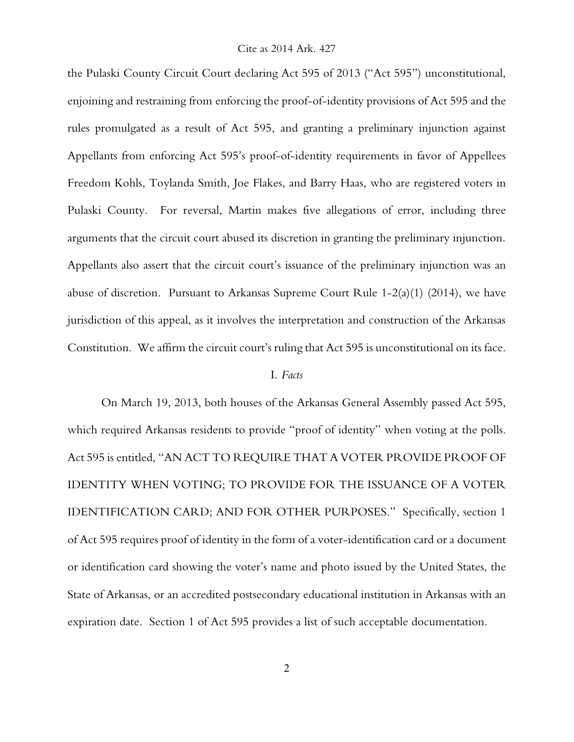the Pulaski County Circuit Court declaring Act 595 of 2013 ("Act 595") unconstitutional, enjoining and restraining from enforcing the proof-of-identity provisions of Act 595 and the rules promulgated as a result of Act 595, and granting a preliminary injunction against Appellants from enforcing Act 595's proof-of-identity requirements in favor of Appellees Freedom Kohls, Toylanda Smith, Joe Flakes, and Barry Haas, who are registered voters in Pulaski County. For reversal, Martin makes five allegations of error, including three arguments that the circuit court abused its discretion in granting the preliminary injunction. Appellants also assert that the circuit court's issuance of the preliminary injunction was an abuse of discretion. Pursuant to Arkansas Supreme Court Rule 1-2(a)(1) (2014), we have jurisdiction of this appeal, as it involves the interpretation and construction of the Arkansas Constitution. We affirm the circuit court's ruling that Act 595 is unconstitutional on its face.

### I. *Facts*

On March 19, 2013, both houses of the Arkansas General Assembly passed Act 595, which required Arkansas residents to provide "proof of identity" when voting at the polls. Act 595 is entitled, "AN ACT TO REQUIRE THAT A VOTER PROVIDE PROOF OF IDENTITY WHEN VOTING; TO PROVIDE FOR THE ISSUANCE OF A VOTER IDENTIFICATION CARD; AND FOR OTHER PURPOSES." Specifically, section 1 of Act 595 requires proof of identity in the form of a voter-identification card or a document or identification card showing the voter's name and photo issued by the United States, the State of Arkansas, or an accredited postsecondary educational institution in Arkansas with an expiration date. Section 1 of Act 595 provides a list of such acceptable documentation.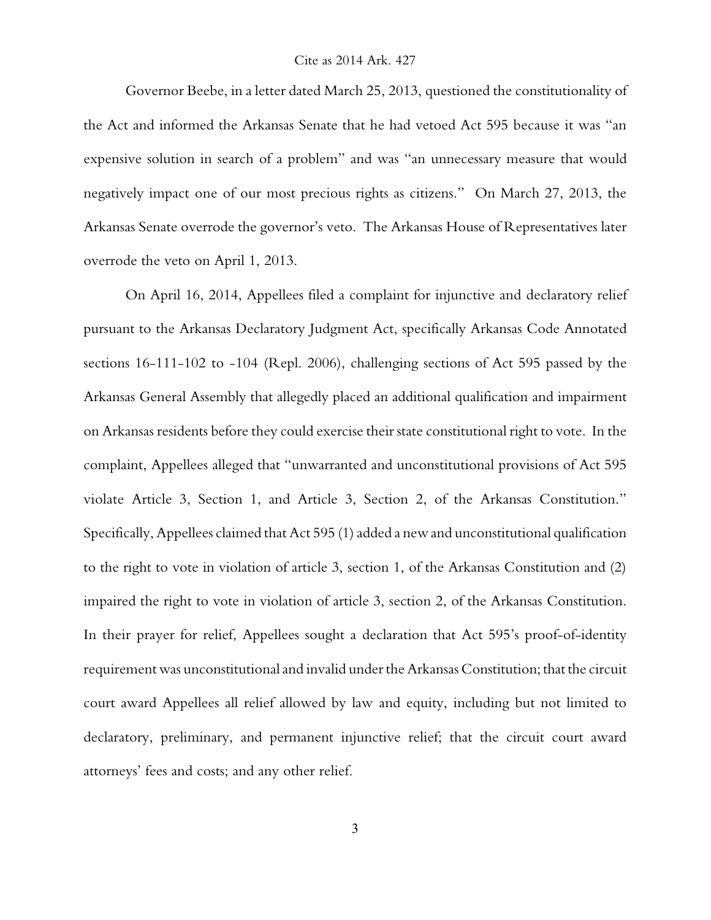Governor Beebe, in a letter dated March 25, 2013, questioned the constitutionality of the Act and informed the Arkansas Senate that he had vetoed Act 595 because it was "an expensive solution in search of a problem" and was "an unnecessary measure that would negatively impact one of our most precious rights as citizens." On March 27, 2013, the Arkansas Senate overrode the governor's veto. The Arkansas House of Representatives later overrode the veto on April 1, 2013.

On April 16, 2014, Appellees filed a complaint for injunctive and declaratory relief pursuant to the Arkansas Declaratory Judgment Act, specifically Arkansas Code Annotated sections 16-111-102 to -104 (Repl. 2006), challenging sections of Act 595 passed by the Arkansas General Assembly that allegedly placed an additional qualification and impairment on Arkansas residents before they could exercise their state constitutional right to vote. In the complaint, Appellees alleged that "unwarranted and unconstitutional provisions of Act 595 violate Article 3, Section 1, and Article 3, Section 2, of the Arkansas Constitution." Specifically, Appellees claimed that Act 595 (1) added a new and unconstitutional qualification to the right to vote in violation of article 3, section 1, of the Arkansas Constitution and (2) impaired the right to vote in violation of article 3, section 2, of the Arkansas Constitution. In their prayer for relief, Appellees sought a declaration that Act 595's proof-of-identity requirement was unconstitutional and invalid under the Arkansas Constitution; that the circuit court award Appellees all relief allowed by law and equity, including but not limited to declaratory, preliminary, and permanent injunctive relief; that the circuit court award attorneys' fees and costs; and any other relief.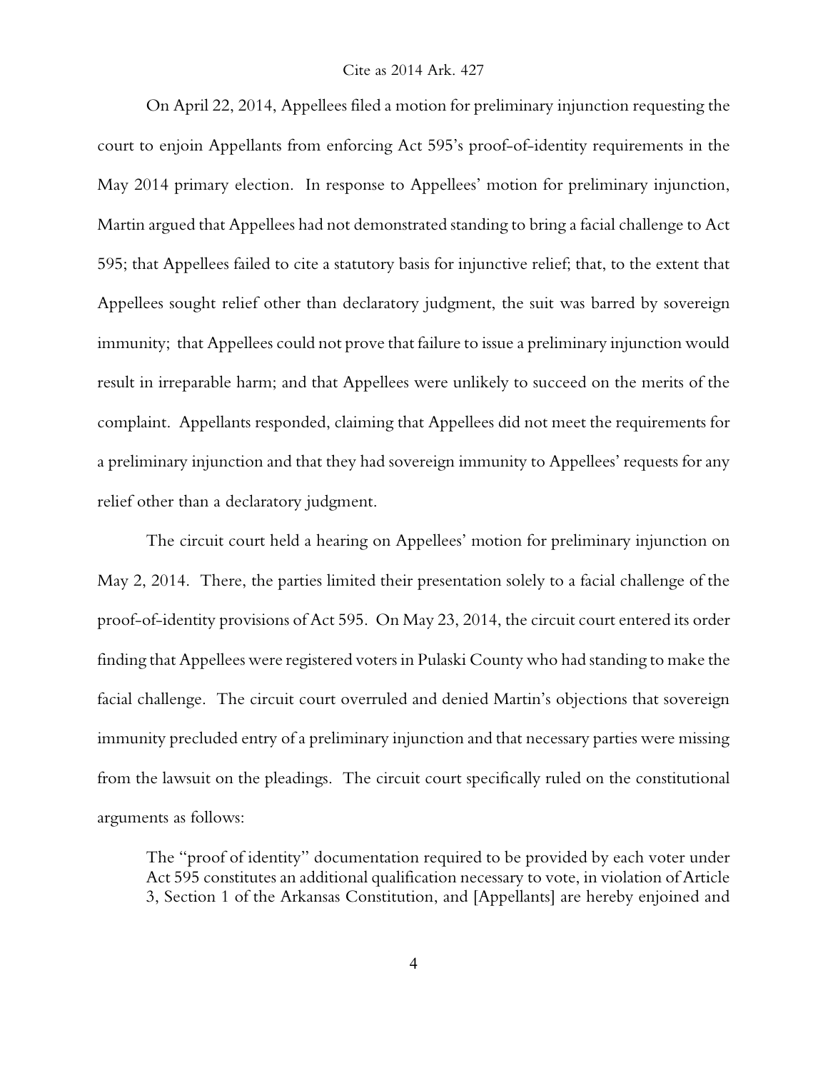On April 22, 2014, Appellees filed a motion for preliminary injunction requesting the court to enjoin Appellants from enforcing Act 595's proof-of-identity requirements in the May 2014 primary election. In response to Appellees' motion for preliminary injunction, Martin argued that Appellees had not demonstrated standing to bring a facial challenge to Act 595; that Appellees failed to cite a statutory basis for injunctive relief; that, to the extent that Appellees sought relief other than declaratory judgment, the suit was barred by sovereign immunity; that Appellees could not prove that failure to issue a preliminary injunction would result in irreparable harm; and that Appellees were unlikely to succeed on the merits of the complaint. Appellants responded, claiming that Appellees did not meet the requirements for a preliminary injunction and that they had sovereign immunity to Appellees' requests for any relief other than a declaratory judgment.

The circuit court held a hearing on Appellees' motion for preliminary injunction on May 2, 2014. There, the parties limited their presentation solely to a facial challenge of the proof-of-identity provisions of Act 595. On May 23, 2014, the circuit court entered its order finding that Appellees were registered voters in Pulaski County who had standing to make the facial challenge. The circuit court overruled and denied Martin's objections that sovereign immunity precluded entry of a preliminary injunction and that necessary parties were missing from the lawsuit on the pleadings. The circuit court specifically ruled on the constitutional arguments as follows:

> The "proof of identity" documentation required to be provided by each voter under Act 595 constitutes an additional qualification necessary to vote, in violation of Article 3, Section 1 of the Arkansas Constitution, and [Appellants] are hereby enjoined and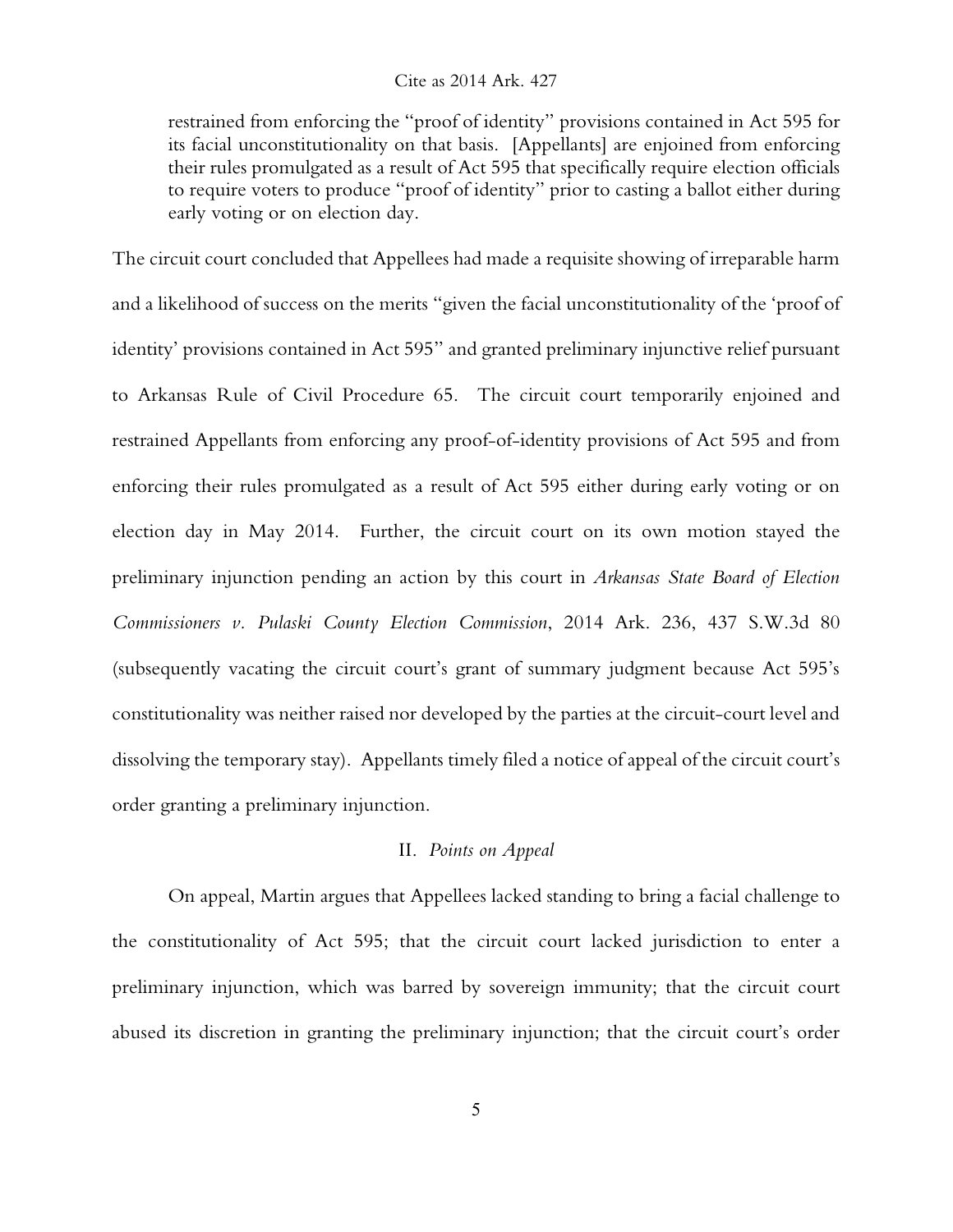> restrained from enforcing the "proof of identity" provisions contained in Act 595 for its facial unconstitutionality on that basis. [Appellants] are enjoined from enforcing their rules promulgated as a result of Act 595 that specifically require election officials to require voters to produce "proof of identity" prior to casting a ballot either during early voting or on election day.

The circuit court concluded that Appellees had made a requisite showing of irreparable harm and a likelihood of success on the merits "given the facial unconstitutionality of the 'proof of identity' provisions contained in Act 595" and granted preliminary injunctive relief pursuant to Arkansas Rule of Civil Procedure 65. The circuit court temporarily enjoined and restrained Appellants from enforcing any proof-of-identity provisions of Act 595 and from enforcing their rules promulgated as a result of Act 595 either during early voting or on election day in May 2014. Further, the circuit court on its own motion stayed the preliminary injunction pending an action by this court in *Arkansas State Board of Election Commissioners v. Pulaski County Election Commission*, 2014 Ark. 236, 437 S.W.3d 80 (subsequently vacating the circuit court's grant of summary judgment because Act 595's constitutionality was neither raised nor developed by the parties at the circuit-court level and dissolving the temporary stay). Appellants timely filed a notice of appeal of the circuit court's order granting a preliminary injunction.

## II. *Points on Appeal*

On appeal, Martin argues that Appellees lacked standing to bring a facial challenge to the constitutionality of Act 595; that the circuit court lacked jurisdiction to enter a preliminary injunction, which was barred by sovereign immunity; that the circuit court abused its discretion in granting the preliminary injunction; that the circuit court's order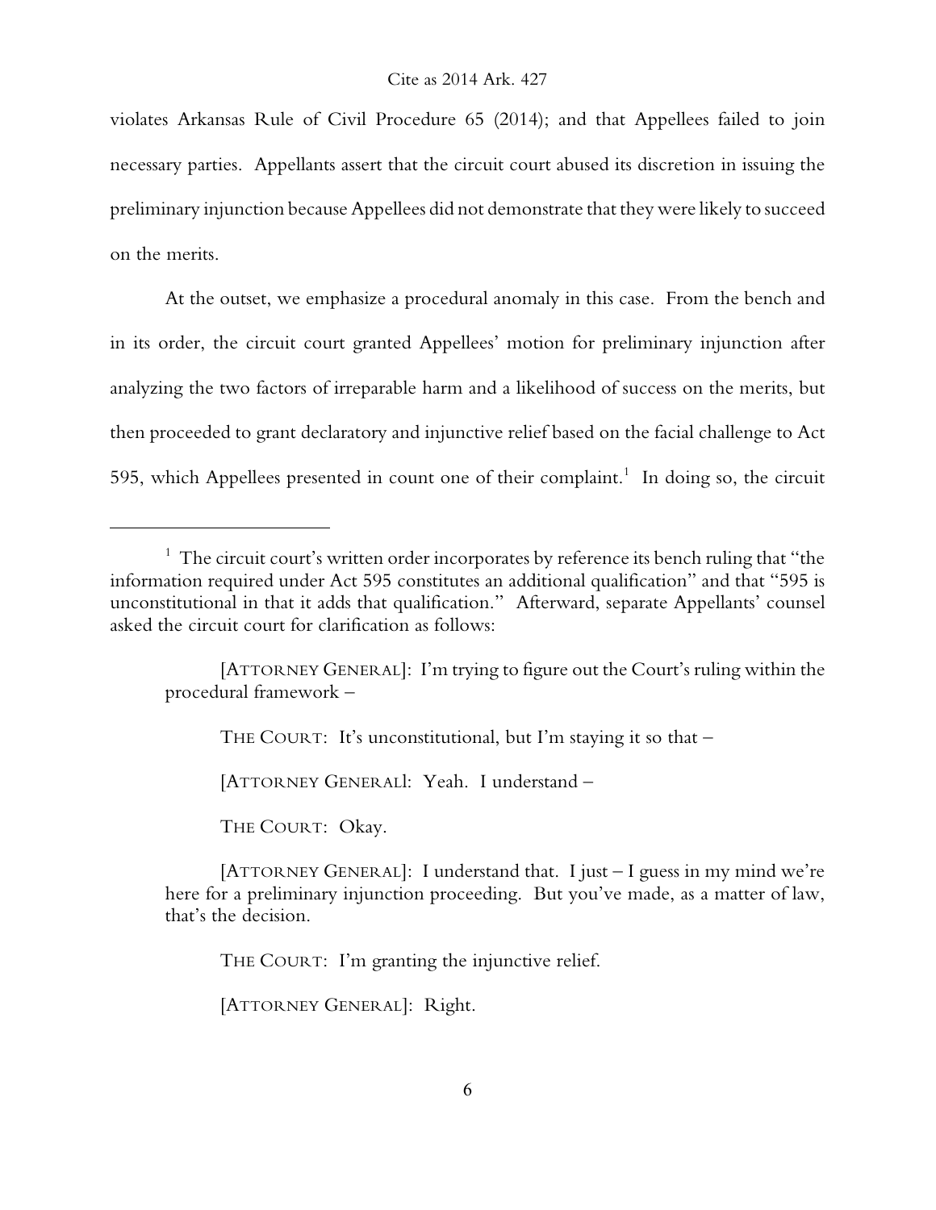violates Arkansas Rule of Civil Procedure 65 (2014); and that Appellees failed to join necessary parties. Appellants assert that the circuit court abused its discretion in issuing the preliminary injunction because Appellees did not demonstrate that they were likely to succeed on the merits.

At the outset, we emphasize a procedural anomaly in this case. From the bench and in its order, the circuit court granted Appellees' motion for preliminary injunction after analyzing the two factors of irreparable harm and a likelihood of success on the merits, but then proceeded to grant declaratory and injunctive relief based on the facial challenge to Act 595, which Appellees presented in count one of their complaint.[1] In doing so, the circuit

---

[1] The circuit court's written order incorporates by reference its bench ruling that "the information required under Act 595 constitutes an additional qualification" and that "595 is unconstitutional in that it adds that qualification." Afterward, separate Appellants' counsel asked the circuit court for clarification as follows:

> [ATTORNEY GENERAL]: I'm trying to figure out the Court's ruling within the procedural framework –
>
> THE COURT: It's unconstitutional, but I'm staying it so that –
>
> [ATTORNEY GENERALl: Yeah. I understand –
>
> THE COURT: Okay.
>
> [ATTORNEY GENERAL]: I understand that. I just – I guess in my mind we're here for a preliminary injunction proceeding. But you've made, as a matter of law, that's the decision.
>
> THE COURT: I'm granting the injunctive relief.
>
> [ATTORNEY GENERAL]: Right.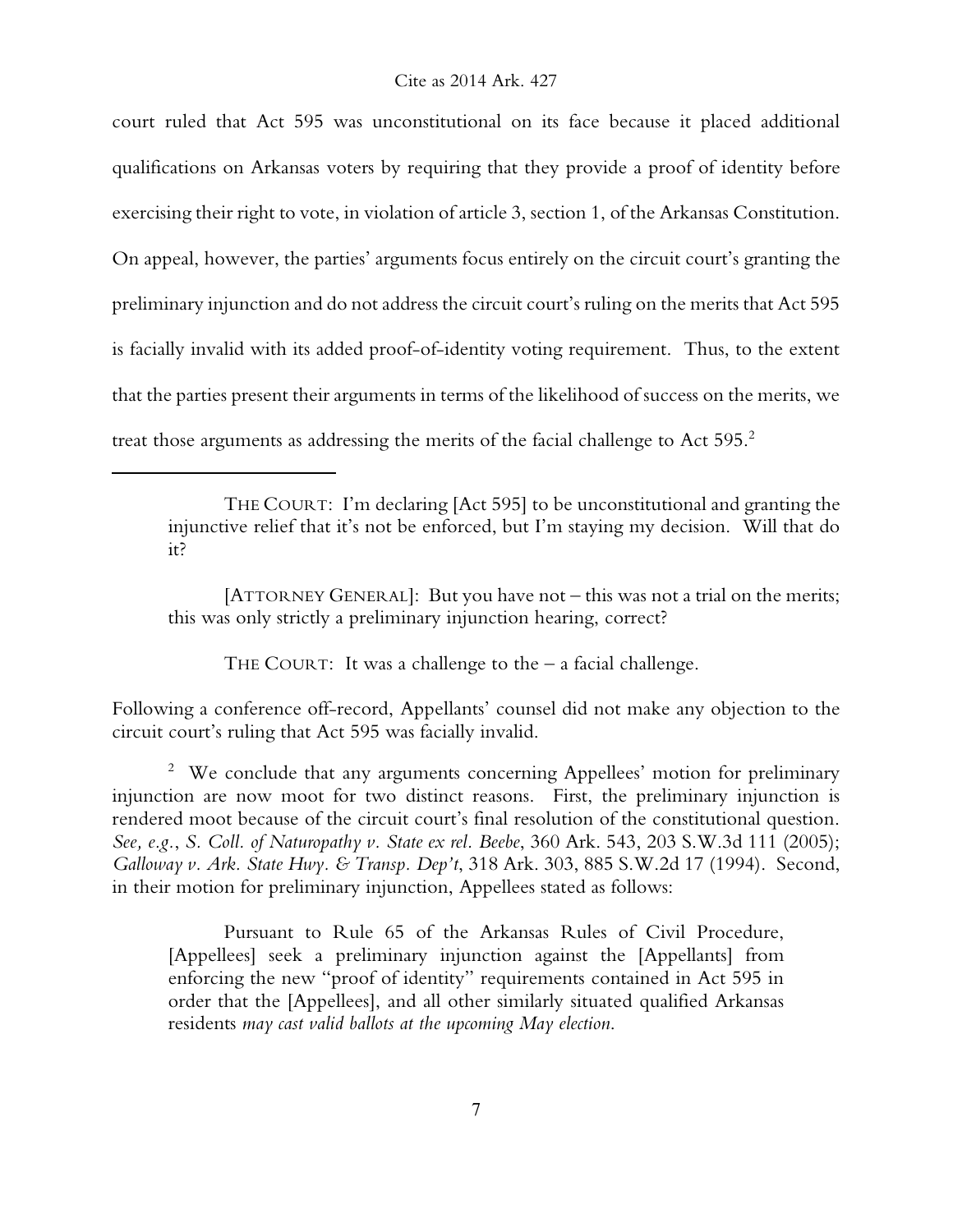court ruled that Act 595 was unconstitutional on its face because it placed additional qualifications on Arkansas voters by requiring that they provide a proof of identity before exercising their right to vote, in violation of article 3, section 1, of the Arkansas Constitution. On appeal, however, the parties' arguments focus entirely on the circuit court's granting the preliminary injunction and do not address the circuit court's ruling on the merits that Act 595 is facially invalid with its added proof-of-identity voting requirement. Thus, to the extent that the parties present their arguments in terms of the likelihood of success on the merits, we treat those arguments as addressing the merits of the facial challenge to Act 595.[2]

---

> THE COURT: I'm declaring [Act 595] to be unconstitutional and granting the injunctive relief that it's not be enforced, but I'm staying my decision. Will that do it?
>
> [ATTORNEY GENERAL]: But you have not – this was not a trial on the merits; this was only strictly a preliminary injunction hearing, correct?
>
> THE COURT: It was a challenge to the – a facial challenge.

Following a conference off-record, Appellants' counsel did not make any objection to the circuit court's ruling that Act 595 was facially invalid.

[2] We conclude that any arguments concerning Appellees' motion for preliminary injunction are now moot for two distinct reasons. First, the preliminary injunction is rendered moot because of the circuit court's final resolution of the constitutional question. *See, e.g.*, *S. Coll. of Naturopathy v. State ex rel. Beebe*, 360 Ark. 543, 203 S.W.3d 111 (2005); *Galloway v. Ark. State Hwy. & Transp. Dep't*, 318 Ark. 303, 885 S.W.2d 17 (1994). Second, in their motion for preliminary injunction, Appellees stated as follows:

> Pursuant to Rule 65 of the Arkansas Rules of Civil Procedure, [Appellees] seek a preliminary injunction against the [Appellants] from enforcing the new "proof of identity" requirements contained in Act 595 in order that the [Appellees], and all other similarly situated qualified Arkansas residents *may cast valid ballots at the upcoming May election.*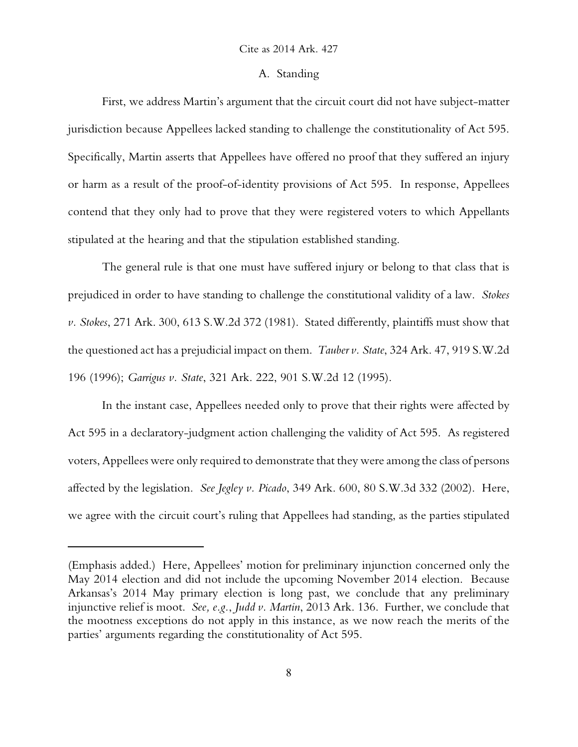### A. Standing

First, we address Martin's argument that the circuit court did not have subject-matter jurisdiction because Appellees lacked standing to challenge the constitutionality of Act 595. Specifically, Martin asserts that Appellees have offered no proof that they suffered an injury or harm as a result of the proof-of-identity provisions of Act 595. In response, Appellees contend that they only had to prove that they were registered voters to which Appellants stipulated at the hearing and that the stipulation established standing.

The general rule is that one must have suffered injury or belong to that class that is prejudiced in order to have standing to challenge the constitutional validity of a law. *Stokes v. Stokes*, 271 Ark. 300, 613 S.W.2d 372 (1981). Stated differently, plaintiffs must show that the questioned act has a prejudicial impact on them. *Tauber v. State*, 324 Ark. 47, 919 S.W.2d 196 (1996); *Garrigus v. State*, 321 Ark. 222, 901 S.W.2d 12 (1995).

In the instant case, Appellees needed only to prove that their rights were affected by Act 595 in a declaratory-judgment action challenging the validity of Act 595. As registered voters, Appellees were only required to demonstrate that they were among the class of persons affected by the legislation. *See Jegley v. Picado*, 349 Ark. 600, 80 S.W.3d 332 (2002). Here, we agree with the circuit court's ruling that Appellees had standing, as the parties stipulated

---

(Emphasis added.) Here, Appellees' motion for preliminary injunction concerned only the May 2014 election and did not include the upcoming November 2014 election. Because Arkansas's 2014 May primary election is long past, we conclude that any preliminary injunctive relief is moot. *See, e.g.*, *Judd v. Martin*, 2013 Ark. 136. Further, we conclude that the mootness exceptions do not apply in this instance, as we now reach the merits of the parties' arguments regarding the constitutionality of Act 595.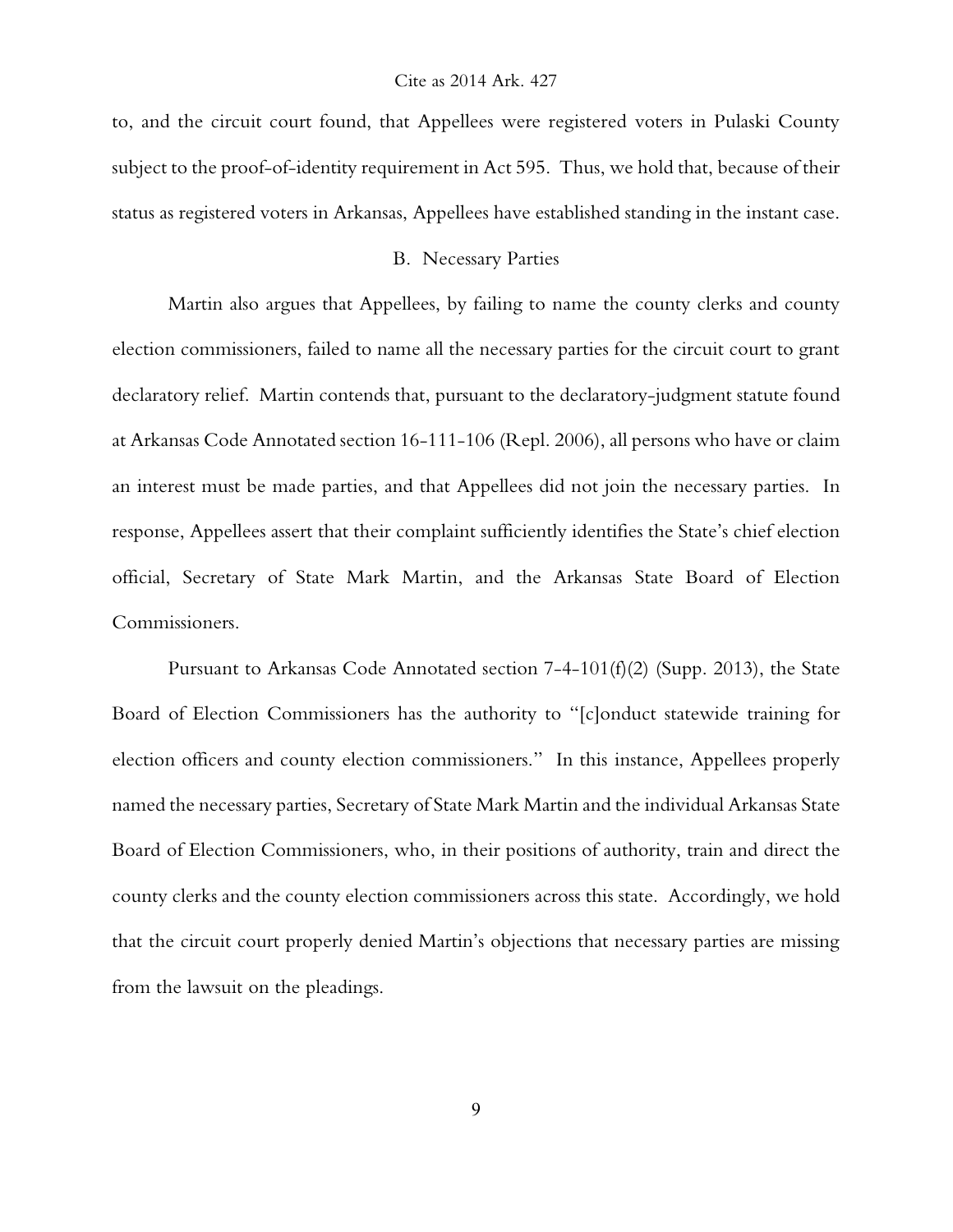to, and the circuit court found, that Appellees were registered voters in Pulaski County subject to the proof-of-identity requirement in Act 595. Thus, we hold that, because of their status as registered voters in Arkansas, Appellees have established standing in the instant case.

### B. Necessary Parties

Martin also argues that Appellees, by failing to name the county clerks and county election commissioners, failed to name all the necessary parties for the circuit court to grant declaratory relief. Martin contends that, pursuant to the declaratory-judgment statute found at Arkansas Code Annotated section 16-111-106 (Repl. 2006), all persons who have or claim an interest must be made parties, and that Appellees did not join the necessary parties. In response, Appellees assert that their complaint sufficiently identifies the State's chief election official, Secretary of State Mark Martin, and the Arkansas State Board of Election Commissioners.

Pursuant to Arkansas Code Annotated section 7-4-101(f)(2) (Supp. 2013), the State Board of Election Commissioners has the authority to "[c]onduct statewide training for election officers and county election commissioners." In this instance, Appellees properly named the necessary parties, Secretary of State Mark Martin and the individual Arkansas State Board of Election Commissioners, who, in their positions of authority, train and direct the county clerks and the county election commissioners across this state. Accordingly, we hold that the circuit court properly denied Martin's objections that necessary parties are missing from the lawsuit on the pleadings.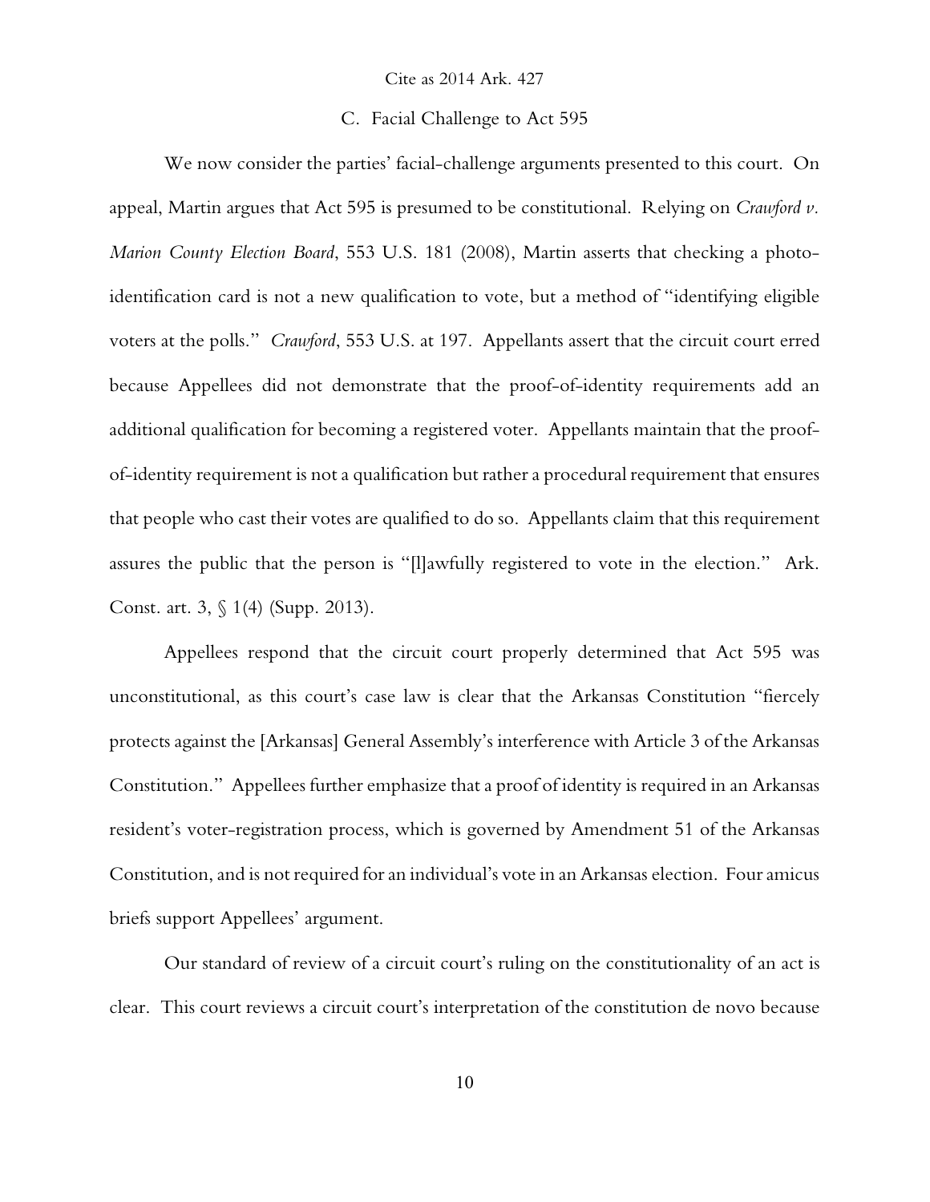### C. Facial Challenge to Act 595

We now consider the parties' facial-challenge arguments presented to this court. On appeal, Martin argues that Act 595 is presumed to be constitutional. Relying on *Crawford v. Marion County Election Board*, 553 U.S. 181 (2008), Martin asserts that checking a photo-identification card is not a new qualification to vote, but a method of "identifying eligible voters at the polls." *Crawford*, 553 U.S. at 197. Appellants assert that the circuit court erred because Appellees did not demonstrate that the proof-of-identity requirements add an additional qualification for becoming a registered voter. Appellants maintain that the proof-of-identity requirement is not a qualification but rather a procedural requirement that ensures that people who cast their votes are qualified to do so. Appellants claim that this requirement assures the public that the person is "[l]awfully registered to vote in the election." Ark. Const. art. 3, § 1(4) (Supp. 2013).

Appellees respond that the circuit court properly determined that Act 595 was unconstitutional, as this court's case law is clear that the Arkansas Constitution "fiercely protects against the [Arkansas] General Assembly's interference with Article 3 of the Arkansas Constitution." Appellees further emphasize that a proof of identity is required in an Arkansas resident's voter-registration process, which is governed by Amendment 51 of the Arkansas Constitution, and is not required for an individual's vote in an Arkansas election. Four amicus briefs support Appellees' argument.

Our standard of review of a circuit court's ruling on the constitutionality of an act is clear. This court reviews a circuit court's interpretation of the constitution de novo because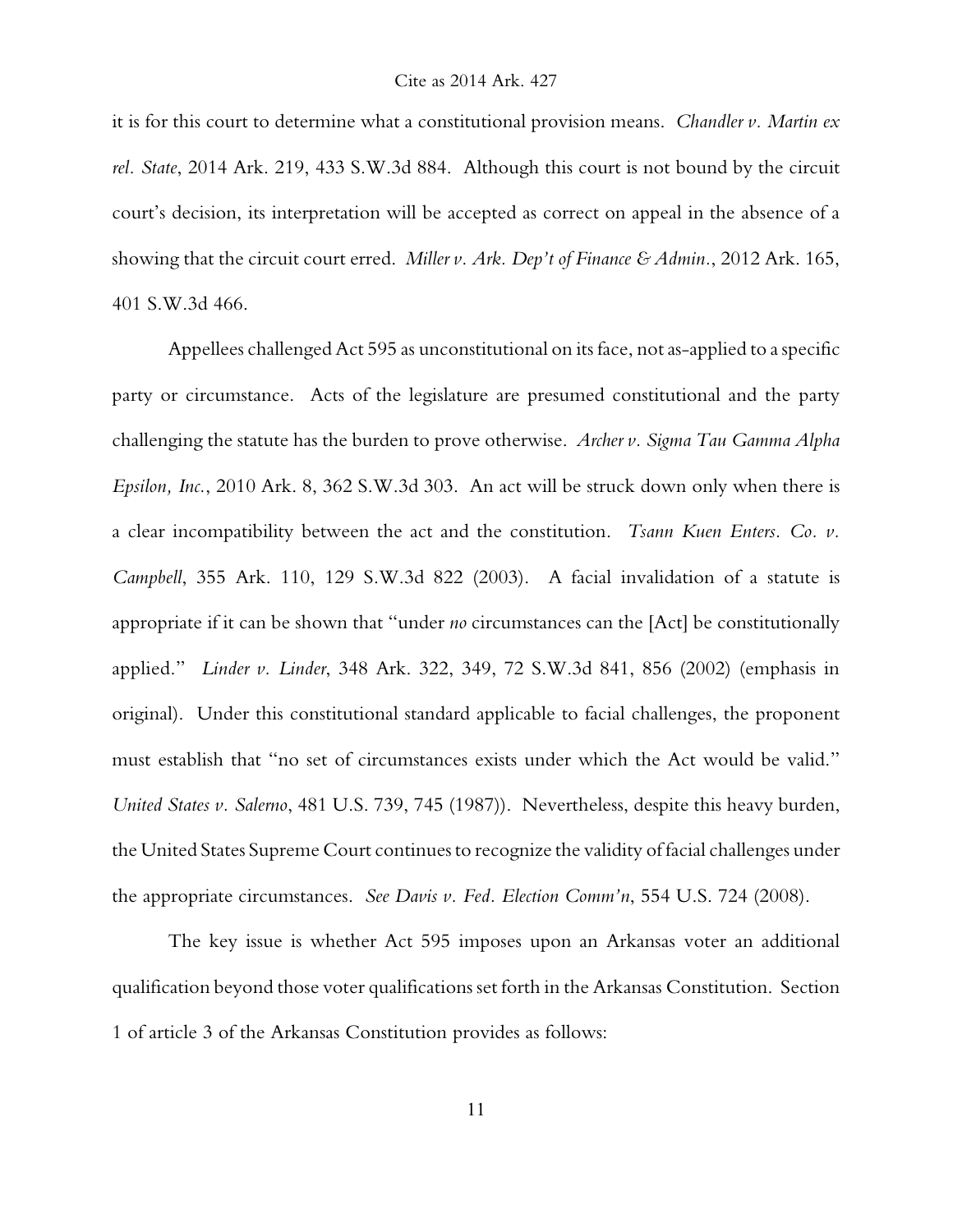it is for this court to determine what a constitutional provision means. *Chandler v. Martin ex rel. State*, 2014 Ark. 219, 433 S.W.3d 884. Although this court is not bound by the circuit court's decision, its interpretation will be accepted as correct on appeal in the absence of a showing that the circuit court erred. *Miller v. Ark. Dep't of Finance & Admin.*, 2012 Ark. 165, 401 S.W.3d 466.

Appellees challenged Act 595 as unconstitutional on its face, not as-applied to a specific party or circumstance. Acts of the legislature are presumed constitutional and the party challenging the statute has the burden to prove otherwise. *Archer v. Sigma Tau Gamma Alpha Epsilon, Inc.*, 2010 Ark. 8, 362 S.W.3d 303. An act will be struck down only when there is a clear incompatibility between the act and the constitution. *Tsann Kuen Enters. Co. v. Campbell*, 355 Ark. 110, 129 S.W.3d 822 (2003). A facial invalidation of a statute is appropriate if it can be shown that "under *no* circumstances can the [Act] be constitutionally applied." *Linder v. Linder*, 348 Ark. 322, 349, 72 S.W.3d 841, 856 (2002) (emphasis in original). Under this constitutional standard applicable to facial challenges, the proponent must establish that "no set of circumstances exists under which the Act would be valid." *United States v. Salerno*, 481 U.S. 739, 745 (1987)). Nevertheless, despite this heavy burden, the United States Supreme Court continues to recognize the validity of facial challenges under the appropriate circumstances. *See Davis v. Fed. Election Comm'n*, 554 U.S. 724 (2008).

The key issue is whether Act 595 imposes upon an Arkansas voter an additional qualification beyond those voter qualifications set forth in the Arkansas Constitution. Section 1 of article 3 of the Arkansas Constitution provides as follows: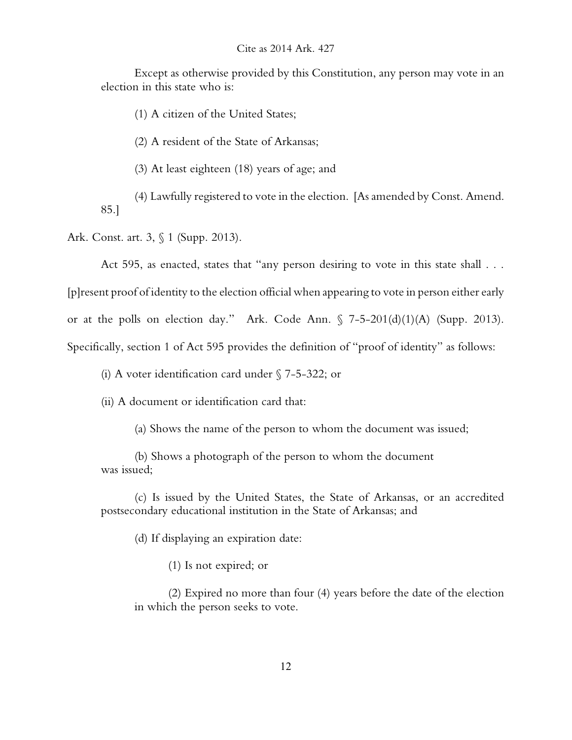Except as otherwise provided by this Constitution, any person may vote in an election in this state who is:

> (1) A citizen of the United States;
>
> (2) A resident of the State of Arkansas;
>
> (3) At least eighteen (18) years of age; and
>
> (4) Lawfully registered to vote in the election. [As amended by Const. Amend. 85.]

Ark. Const. art. 3, § 1 (Supp. 2013).

Act 595, as enacted, states that "any person desiring to vote in this state shall . . . [p]resent proof of identity to the election official when appearing to vote in person either early or at the polls on election day." Ark. Code Ann. § 7-5-201(d)(1)(A) (Supp. 2013). Specifically, section 1 of Act 595 provides the definition of "proof of identity" as follows:

> (i) A voter identification card under § 7-5-322; or
>
> (ii) A document or identification card that:
>
> > (a) Shows the name of the person to whom the document was issued;
> >
> > (b) Shows a photograph of the person to whom the document was issued;
> >
> > (c) Is issued by the United States, the State of Arkansas, or an accredited postsecondary educational institution in the State of Arkansas; and
> >
> > (d) If displaying an expiration date:
> >
> > > (1) Is not expired; or
> > >
> > > (2) Expired no more than four (4) years before the date of the election in which the person seeks to vote.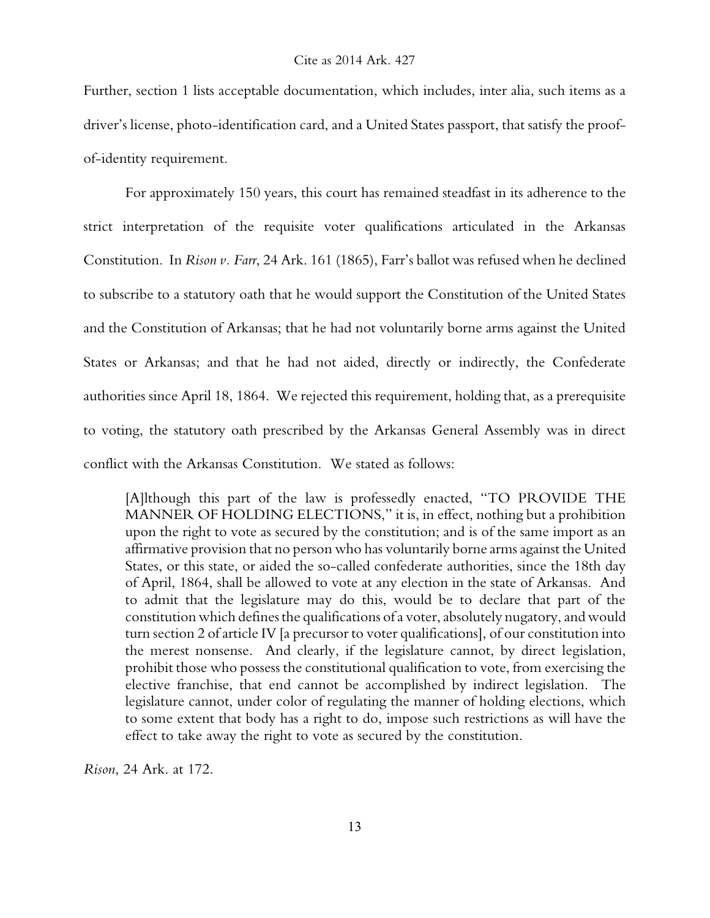Further, section 1 lists acceptable documentation, which includes, inter alia, such items as a driver's license, photo-identification card, and a United States passport, that satisfy the proof-of-identity requirement.

For approximately 150 years, this court has remained steadfast in its adherence to the strict interpretation of the requisite voter qualifications articulated in the Arkansas Constitution. In *Rison v. Farr*, 24 Ark. 161 (1865), Farr's ballot was refused when he declined to subscribe to a statutory oath that he would support the Constitution of the United States and the Constitution of Arkansas; that he had not voluntarily borne arms against the United States or Arkansas; and that he had not aided, directly or indirectly, the Confederate authorities since April 18, 1864. We rejected this requirement, holding that, as a prerequisite to voting, the statutory oath prescribed by the Arkansas General Assembly was in direct conflict with the Arkansas Constitution. We stated as follows:

> [A]lthough this part of the law is professedly enacted, "TO PROVIDE THE MANNER OF HOLDING ELECTIONS," it is, in effect, nothing but a prohibition upon the right to vote as secured by the constitution; and is of the same import as an affirmative provision that no person who has voluntarily borne arms against the United States, or this state, or aided the so-called confederate authorities, since the 18th day of April, 1864, shall be allowed to vote at any election in the state of Arkansas. And to admit that the legislature may do this, would be to declare that part of the constitution which defines the qualifications of a voter, absolutely nugatory, and would turn section 2 of article IV [a precursor to voter qualifications], of our constitution into the merest nonsense. And clearly, if the legislature cannot, by direct legislation, prohibit those who possess the constitutional qualification to vote, from exercising the elective franchise, that end cannot be accomplished by indirect legislation. The legislature cannot, under color of regulating the manner of holding elections, which to some extent that body has a right to do, impose such restrictions as will have the effect to take away the right to vote as secured by the constitution.

*Rison*, 24 Ark. at 172.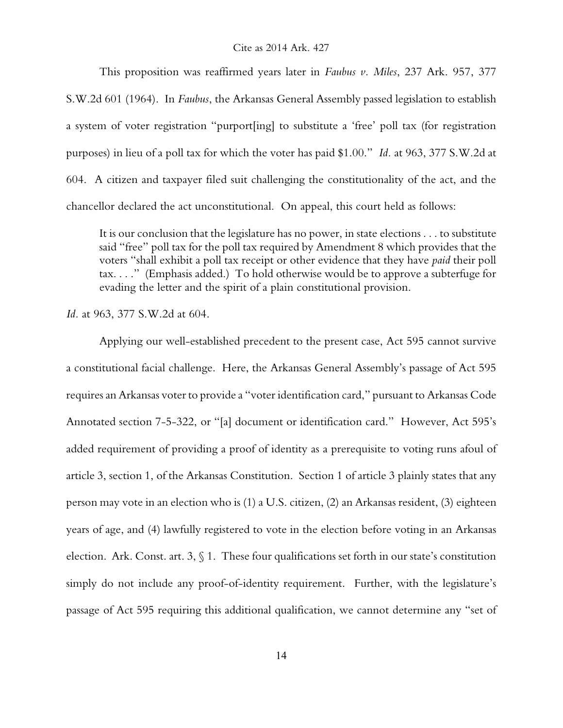This proposition was reaffirmed years later in *Faubus v. Miles*, 237 Ark. 957, 377 S.W.2d 601 (1964). In *Faubus*, the Arkansas General Assembly passed legislation to establish a system of voter registration "purport[ing] to substitute a 'free' poll tax (for registration purposes) in lieu of a poll tax for which the voter has paid $1.00." *Id.* at 963, 377 S.W.2d at 604. A citizen and taxpayer filed suit challenging the constitutionality of the act, and the chancellor declared the act unconstitutional. On appeal, this court held as follows:

> It is our conclusion that the legislature has no power, in state elections . . . to substitute said "free" poll tax for the poll tax required by Amendment 8 which provides that the voters "shall exhibit a poll tax receipt or other evidence that they have *paid* their poll tax. . . ." (Emphasis added.) To hold otherwise would be to approve a subterfuge for evading the letter and the spirit of a plain constitutional provision.

*Id.* at 963, 377 S.W.2d at 604.

Applying our well-established precedent to the present case, Act 595 cannot survive a constitutional facial challenge. Here, the Arkansas General Assembly's passage of Act 595 requires an Arkansas voter to provide a "voter identification card," pursuant to Arkansas Code Annotated section 7-5-322, or "[a] document or identification card." However, Act 595's added requirement of providing a proof of identity as a prerequisite to voting runs afoul of article 3, section 1, of the Arkansas Constitution. Section 1 of article 3 plainly states that any person may vote in an election who is (1) a U.S. citizen, (2) an Arkansas resident, (3) eighteen years of age, and (4) lawfully registered to vote in the election before voting in an Arkansas election. Ark. Const. art. 3, § 1. These four qualifications set forth in our state's constitution simply do not include any proof-of-identity requirement. Further, with the legislature's passage of Act 595 requiring this additional qualification, we cannot determine any "set of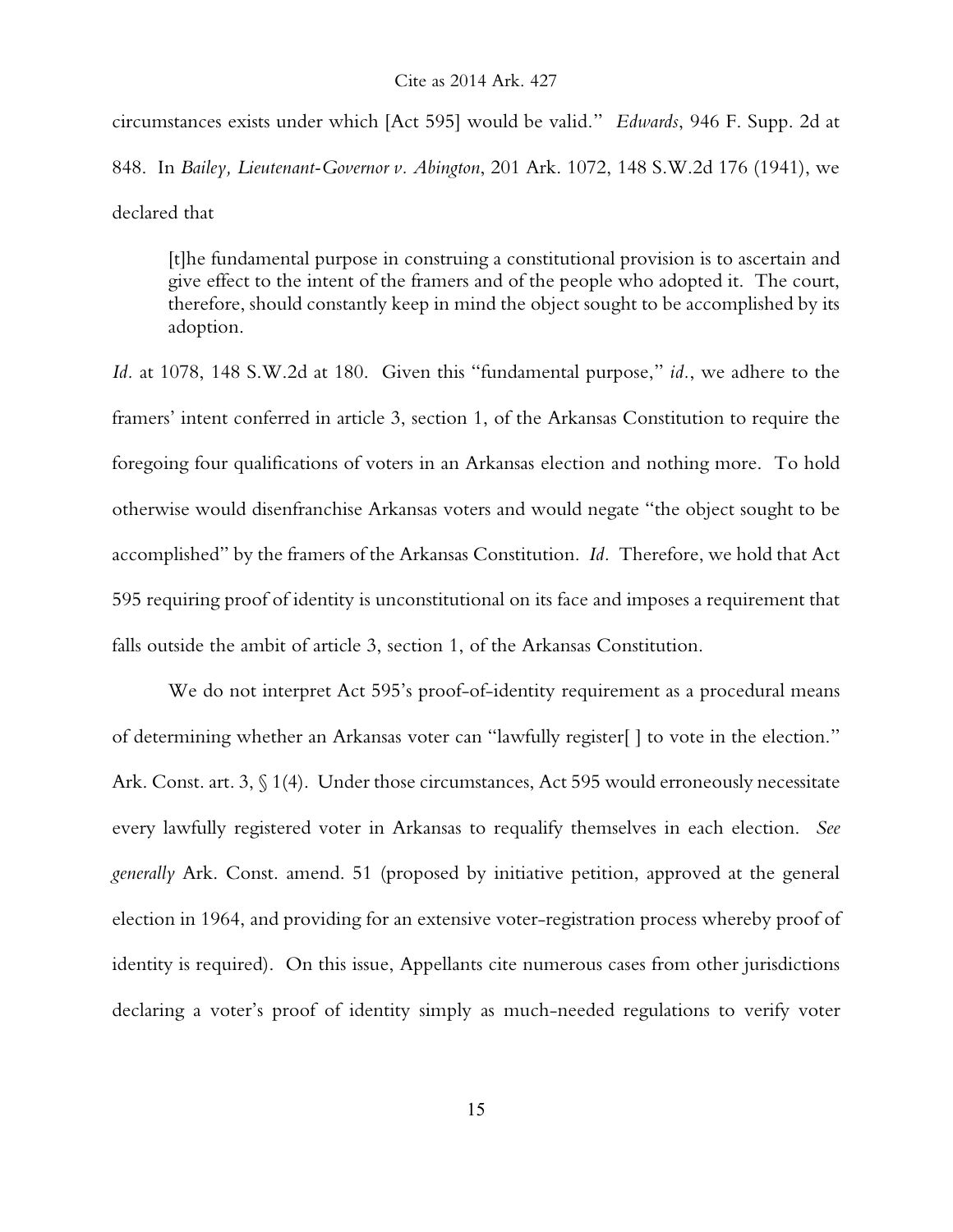circumstances exists under which [Act 595] would be valid." *Edwards*, 946 F. Supp. 2d at 848. In *Bailey, Lieutenant-Governor v. Abington*, 201 Ark. 1072, 148 S.W.2d 176 (1941), we declared that

> [t]he fundamental purpose in construing a constitutional provision is to ascertain and give effect to the intent of the framers and of the people who adopted it. The court, therefore, should constantly keep in mind the object sought to be accomplished by its adoption.

*Id.* at 1078, 148 S.W.2d at 180. Given this "fundamental purpose," *id.*, we adhere to the framers' intent conferred in article 3, section 1, of the Arkansas Constitution to require the foregoing four qualifications of voters in an Arkansas election and nothing more. To hold otherwise would disenfranchise Arkansas voters and would negate "the object sought to be accomplished" by the framers of the Arkansas Constitution. *Id.* Therefore, we hold that Act 595 requiring proof of identity is unconstitutional on its face and imposes a requirement that falls outside the ambit of article 3, section 1, of the Arkansas Constitution.

We do not interpret Act 595's proof-of-identity requirement as a procedural means of determining whether an Arkansas voter can "lawfully register[ ] to vote in the election." Ark. Const. art. 3, § 1(4). Under those circumstances, Act 595 would erroneously necessitate every lawfully registered voter in Arkansas to requalify themselves in each election. *See generally* Ark. Const. amend. 51 (proposed by initiative petition, approved at the general election in 1964, and providing for an extensive voter-registration process whereby proof of identity is required). On this issue, Appellants cite numerous cases from other jurisdictions declaring a voter's proof of identity simply as much-needed regulations to verify voter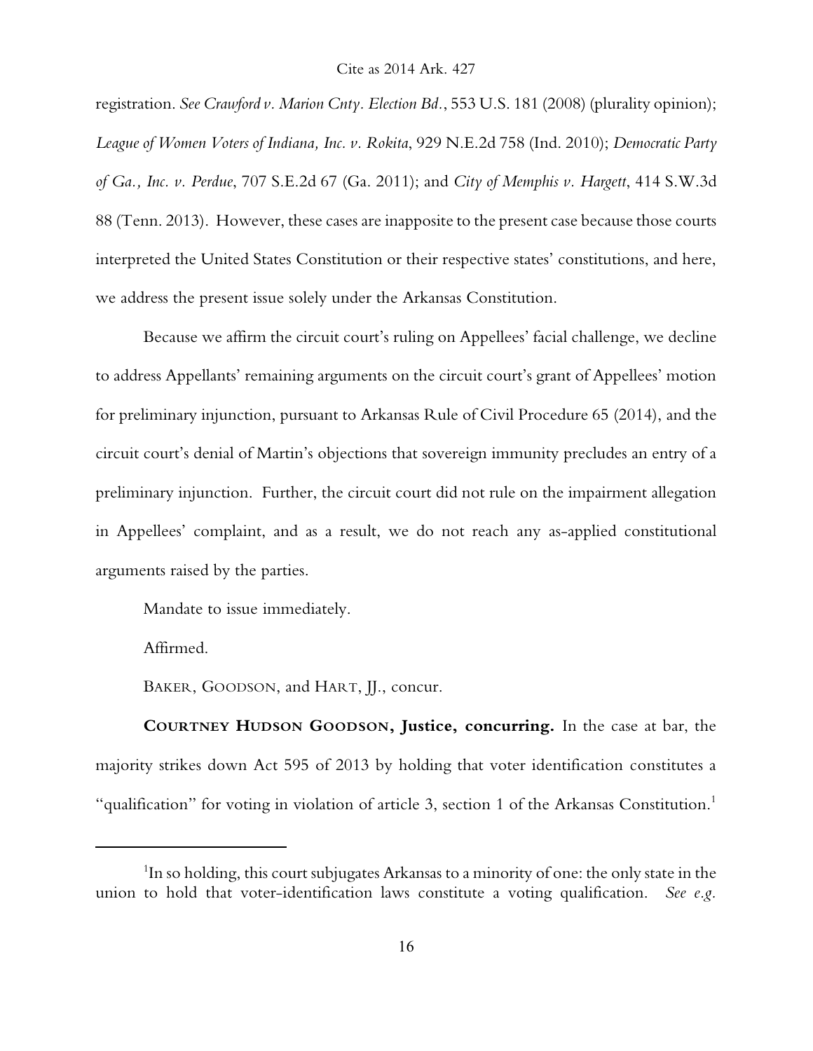registration. *See Crawford v. Marion Cnty. Election Bd.*, 553 U.S. 181 (2008) (plurality opinion); *League of Women Voters of Indiana, Inc. v. Rokita*, 929 N.E.2d 758 (Ind. 2010); *Democratic Party of Ga., Inc. v. Perdue*, 707 S.E.2d 67 (Ga. 2011); and *City of Memphis v. Hargett*, 414 S.W.3d 88 (Tenn. 2013). However, these cases are inapposite to the present case because those courts interpreted the United States Constitution or their respective states' constitutions, and here, we address the present issue solely under the Arkansas Constitution.

Because we affirm the circuit court's ruling on Appellees' facial challenge, we decline to address Appellants' remaining arguments on the circuit court's grant of Appellees' motion for preliminary injunction, pursuant to Arkansas Rule of Civil Procedure 65 (2014), and the circuit court's denial of Martin's objections that sovereign immunity precludes an entry of a preliminary injunction. Further, the circuit court did not rule on the impairment allegation in Appellees' complaint, and as a result, we do not reach any as-applied constitutional arguments raised by the parties.

Mandate to issue immediately.

Affirmed.

BAKER, GOODSON, and HART, JJ., concur.

**COURTNEY HUDSON GOODSON, Justice, concurring.** In the case at bar, the majority strikes down Act 595 of 2013 by holding that voter identification constitutes a "qualification" for voting in violation of article 3, section 1 of the Arkansas Constitution.[1]

---

[1]In so holding, this court subjugates Arkansas to a minority of one: the only state in the union to hold that voter-identification laws constitute a voting qualification. *See e.g.*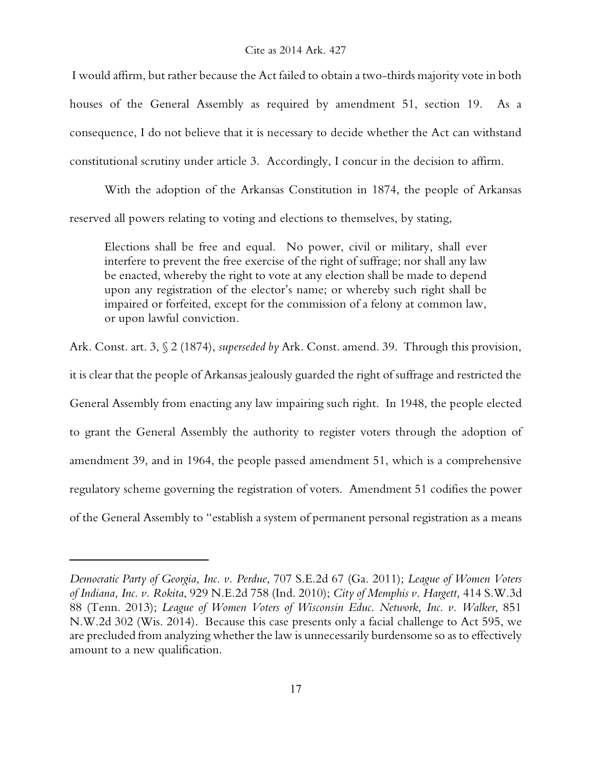I would affirm, but rather because the Act failed to obtain a two-thirds majority vote in both houses of the General Assembly as required by amendment 51, section 19. As a consequence, I do not believe that it is necessary to decide whether the Act can withstand constitutional scrutiny under article 3. Accordingly, I concur in the decision to affirm.

With the adoption of the Arkansas Constitution in 1874, the people of Arkansas reserved all powers relating to voting and elections to themselves, by stating,

> Elections shall be free and equal. No power, civil or military, shall ever interfere to prevent the free exercise of the right of suffrage; nor shall any law be enacted, whereby the right to vote at any election shall be made to depend upon any registration of the elector's name; or whereby such right shall be impaired or forfeited, except for the commission of a felony at common law, or upon lawful conviction.

Ark. Const. art. 3, § 2 (1874), *superseded by* Ark. Const. amend. 39. Through this provision, it is clear that the people of Arkansas jealously guarded the right of suffrage and restricted the General Assembly from enacting any law impairing such right. In 1948, the people elected to grant the General Assembly the authority to register voters through the adoption of amendment 39, and in 1964, the people passed amendment 51, which is a comprehensive regulatory scheme governing the registration of voters. Amendment 51 codifies the power of the General Assembly to "establish a system of permanent personal registration as a means

---

*Democratic Party of Georgia, Inc. v. Perdue*, 707 S.E.2d 67 (Ga. 2011); *League of Women Voters of Indiana, Inc. v. Rokita*, 929 N.E.2d 758 (Ind. 2010); *City of Memphis v. Hargett,* 414 S.W.3d 88 (Tenn. 2013); *League of Women Voters of Wisconsin Educ. Network, Inc. v. Walker*, 851 N.W.2d 302 (Wis. 2014). Because this case presents only a facial challenge to Act 595, we are precluded from analyzing whether the law is unnecessarily burdensome so as to effectively amount to a new qualification.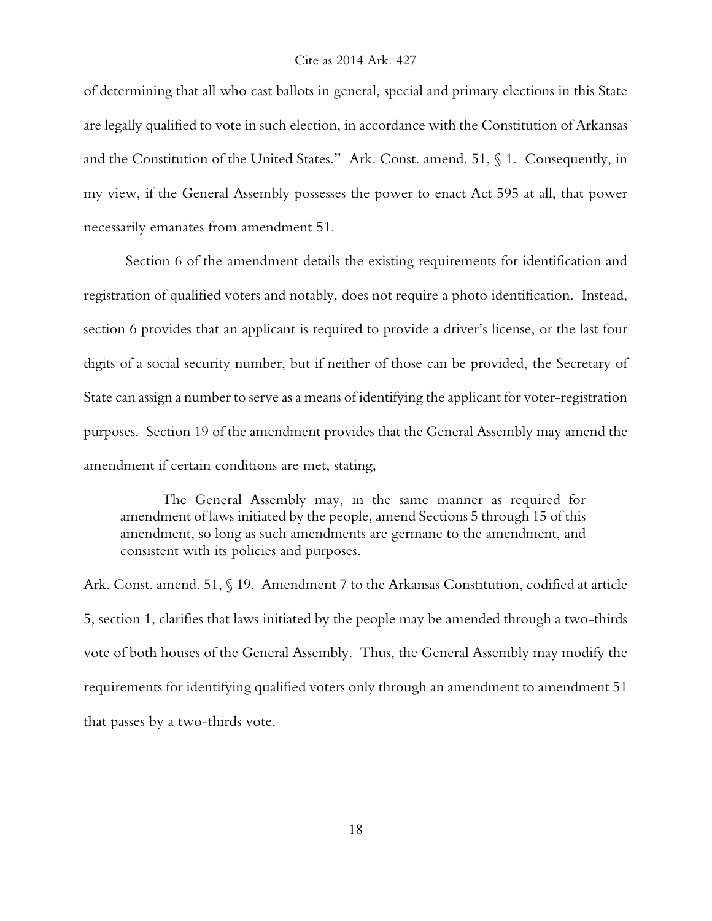of determining that all who cast ballots in general, special and primary elections in this State are legally qualified to vote in such election, in accordance with the Constitution of Arkansas and the Constitution of the United States." Ark. Const. amend. 51, § 1. Consequently, in my view, if the General Assembly possesses the power to enact Act 595 at all, that power necessarily emanates from amendment 51.

Section 6 of the amendment details the existing requirements for identification and registration of qualified voters and notably, does not require a photo identification. Instead, section 6 provides that an applicant is required to provide a driver's license, or the last four digits of a social security number, but if neither of those can be provided, the Secretary of State can assign a number to serve as a means of identifying the applicant for voter-registration purposes. Section 19 of the amendment provides that the General Assembly may amend the amendment if certain conditions are met, stating,

> The General Assembly may, in the same manner as required for amendment of laws initiated by the people, amend Sections 5 through 15 of this amendment, so long as such amendments are germane to the amendment, and consistent with its policies and purposes.

Ark. Const. amend. 51, § 19. Amendment 7 to the Arkansas Constitution, codified at article 5, section 1, clarifies that laws initiated by the people may be amended through a two-thirds vote of both houses of the General Assembly. Thus, the General Assembly may modify the requirements for identifying qualified voters only through an amendment to amendment 51 that passes by a two-thirds vote.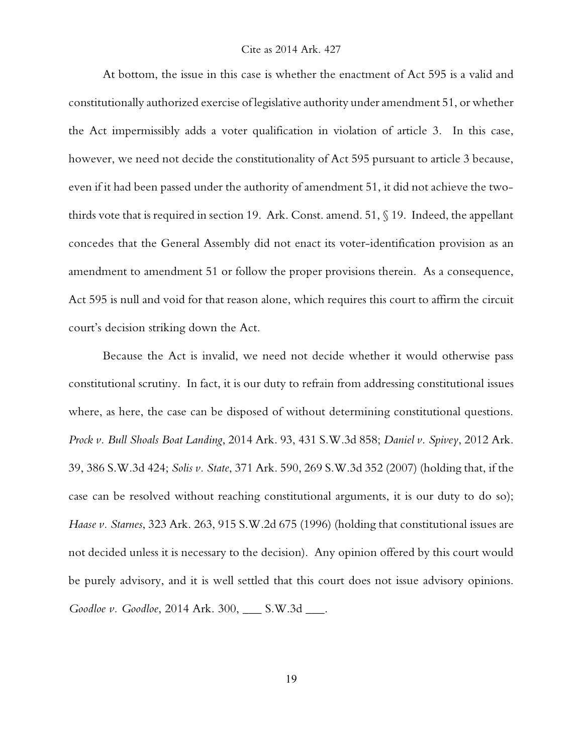At bottom, the issue in this case is whether the enactment of Act 595 is a valid and constitutionally authorized exercise of legislative authority under amendment 51, or whether the Act impermissibly adds a voter qualification in violation of article 3. In this case, however, we need not decide the constitutionality of Act 595 pursuant to article 3 because, even if it had been passed under the authority of amendment 51, it did not achieve the two-thirds vote that is required in section 19. Ark. Const. amend. 51, § 19. Indeed, the appellant concedes that the General Assembly did not enact its voter-identification provision as an amendment to amendment 51 or follow the proper provisions therein. As a consequence, Act 595 is null and void for that reason alone, which requires this court to affirm the circuit court's decision striking down the Act.

Because the Act is invalid, we need not decide whether it would otherwise pass constitutional scrutiny. In fact, it is our duty to refrain from addressing constitutional issues where, as here, the case can be disposed of without determining constitutional questions. *Prock v. Bull Shoals Boat Landing*, 2014 Ark. 93, 431 S.W.3d 858; *Daniel v. Spivey*, 2012 Ark. 39, 386 S.W.3d 424; *Solis v. State*, 371 Ark. 590, 269 S.W.3d 352 (2007) (holding that, if the case can be resolved without reaching constitutional arguments, it is our duty to do so); *Haase v. Starnes*, 323 Ark. 263, 915 S.W.2d 675 (1996) (holding that constitutional issues are not decided unless it is necessary to the decision). Any opinion offered by this court would be purely advisory, and it is well settled that this court does not issue advisory opinions. *Goodloe v. Goodloe*, 2014 Ark. 300, ___ S.W.3d ___.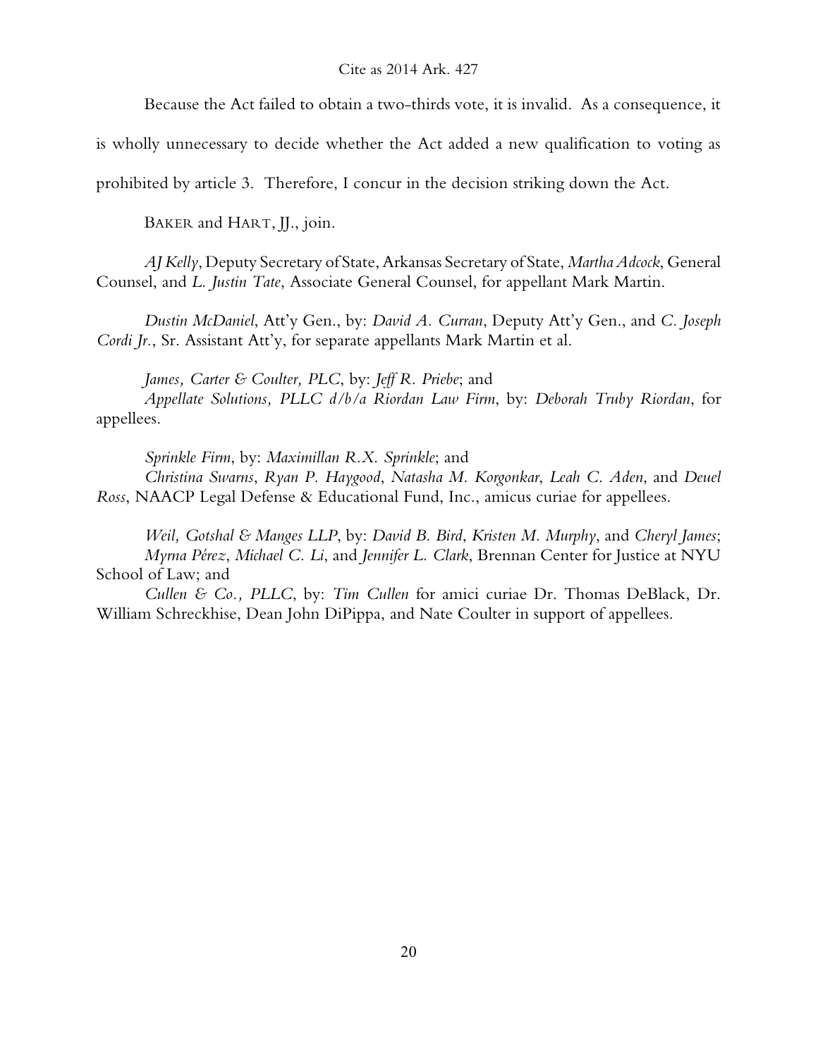Because the Act failed to obtain a two-thirds vote, it is invalid. As a consequence, it is wholly unnecessary to decide whether the Act added a new qualification to voting as prohibited by article 3. Therefore, I concur in the decision striking down the Act.

BAKER and HART, JJ., join.

*AJ Kelly*, Deputy Secretary of State, Arkansas Secretary of State, *Martha Adcock*, General Counsel, and *L. Justin Tate*, Associate General Counsel, for appellant Mark Martin.

*Dustin McDaniel*, Att'y Gen., by: *David A. Curran*, Deputy Att'y Gen., and *C. Joseph Cordi Jr.*, Sr. Assistant Att'y, for separate appellants Mark Martin et al.

*James, Carter & Coulter, PLC*, by: *Jeff R. Priebe*; and
*Appellate Solutions, PLLC d/b/a Riordan Law Firm*, by: *Deborah Truby Riordan*, for appellees.

*Sprinkle Firm*, by: *Maximillan R.X. Sprinkle*; and
*Christina Swarns*, *Ryan P. Haygood*, *Natasha M. Korgonkar*, *Leah C. Aden*, and *Deuel Ross*, NAACP Legal Defense & Educational Fund, Inc., amicus curiae for appellees.

*Weil, Gotshal & Manges LLP*, by: *David B. Bird*, *Kristen M. Murphy*, and *Cheryl James*;
*Myrna Pérez*, *Michael C. Li*, and *Jennifer L. Clark*, Brennan Center for Justice at NYU School of Law; and
*Cullen & Co., PLLC*, by: *Tim Cullen* for amici curiae Dr. Thomas DeBlack, Dr. William Schreckhise, Dean John DiPippa, and Nate Coulter in support of appellees.